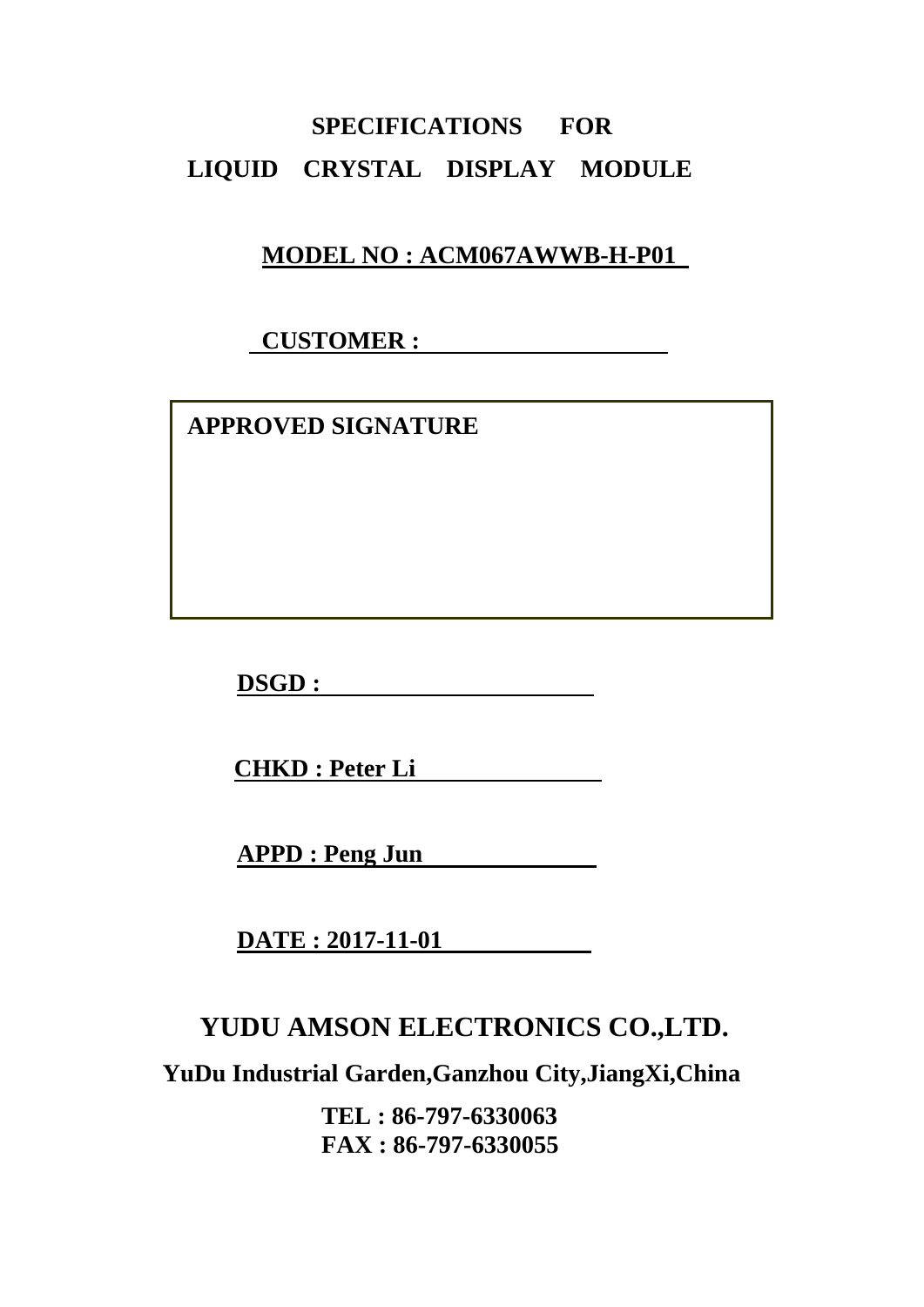# SPECIFICATIONS FOR
# LIQUID CRYSTAL DISPLAY MODULE

**MODEL NO : ACM067AWWB-H-P01**

**CUSTOMER :**

**APPROVED SIGNATURE**

**DSGD :**

**CHKD : Peter Li**

**APPD : Peng Jun**

**DATE : 2017-11-01**

## YUDU AMSON ELECTRONICS CO.,LTD.

**YuDu Industrial Garden,Ganzhou City,JiangXi,China**

**TEL : 86-797-6330063**
**FAX : 86-797-6330055**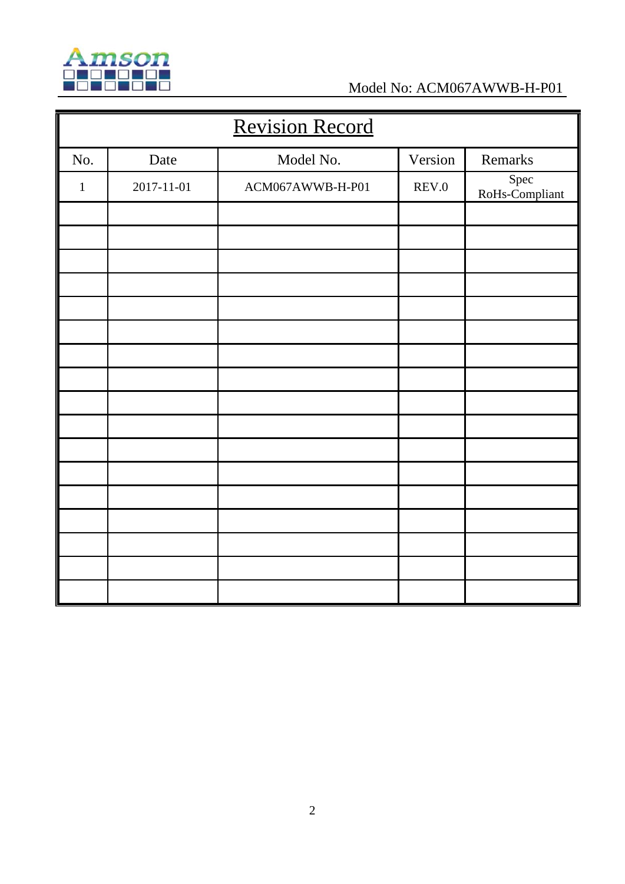# Revision Record

| No. | Date | Model No. | Version | Remarks |
|---|---|---|---|---|
| 1 | 2017-11-01 | ACM067AWWB-H-P01 | REV.0 | Spec RoHs-Compliant |
| | | | | |
| | | | | |
| | | | | |
| | | | | |
| | | | | |
| | | | | |
| | | | | |
| | | | | |
| | | | | |
| | | | | |
| | | | | |
| | | | | |
| | | | | |
| | | | | |
| | | | | |
| | | | | |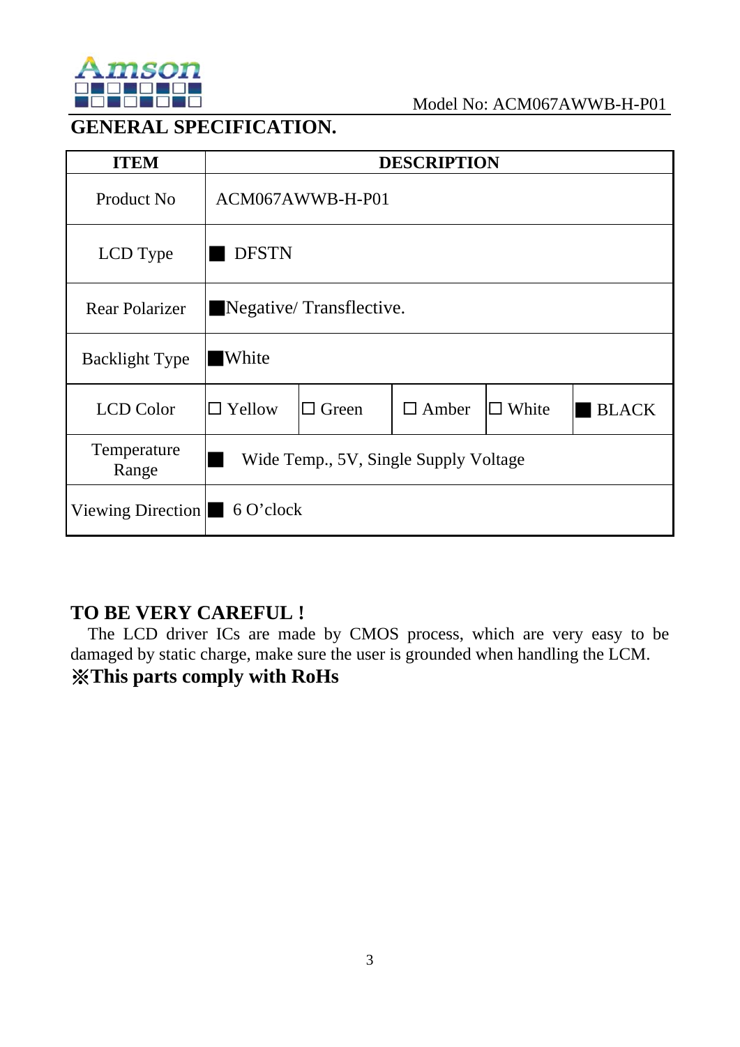Model No: ACM067AWWB-H-P01

## GENERAL SPECIFICATION.

| ITEM | DESCRIPTION | | | | |
|---|---|---|---|---|---|
| Product No | ACM067AWWB-H-P01 | | | | |
| LCD Type | ■ DFSTN | | | | |
| Rear Polarizer | ■Negative/ Transflective. | | | | |
| Backlight Type | ■White | | | | |
| LCD Color | ☐ Yellow | ☐ Green | ☐ Amber | ☐ White | ■ BLACK |
| Temperature Range | ■ Wide Temp., 5V, Single Supply Voltage | | | | |
| Viewing Direction | ■ 6 O'clock | | | | |

## TO BE VERY CAREFUL !

The LCD driver ICs are made by CMOS process, which are very easy to be damaged by static charge, make sure the user is grounded when handling the LCM.

**※This parts comply with RoHs**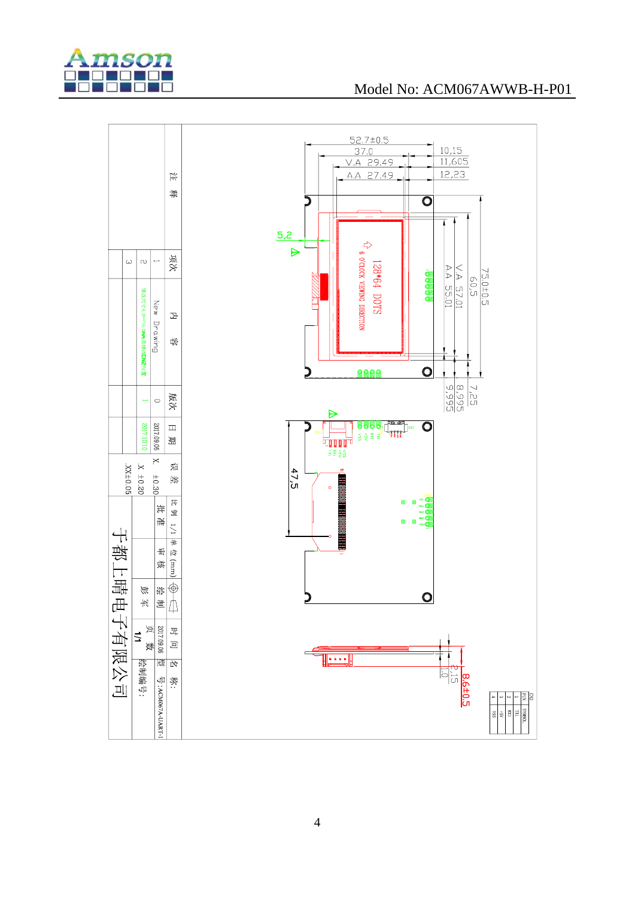Model No: ACM067AWWB-H-P01

| 项次 | 内容 | 版次 | 日期 |
|---|---|---|---|
| 1 | New Drawing | 0 | 2017.09.06 |
| 2 | 修改尺寸 0.2mm 及修改CN2位置 | 1 | 2017.10.10 |
| 3 | | | |

注释

| 误差 | 比例 1/1 | 单位 (mm) | 时间 | 名称: |
|---|---|---|---|---|
| X. ±0.30 | 批准 | 审核 | 绘制 | 2017.09.06 | 型号: ACM067A-UART-1 |
| X ±0.20 | | | 彭军 | 页数 1/1 | 绘制编号: |
| .XX±0.05 | | | | | |

于都上晴电子有限公司

Dimensions: 52.7±0.5, 37.0, V.A 29.49, A.A 27.49, 10.15, 11.605, 12.23, 75.0±0.5, 60.5, V.A 57.01, A.A 55.01, 7.25, 8.995, 9.995, 5.2, 47.5, 8.6±0.5, 2.15, 1.0

128*64 DOTS

6 O'CLOCK VIEWING DIRECTION

CN2

| PIN | SYMBOL |
|---|---|
| 1 | TXD |
| 2 | RXD |
| 3 | +5V |
| 4 | VSS |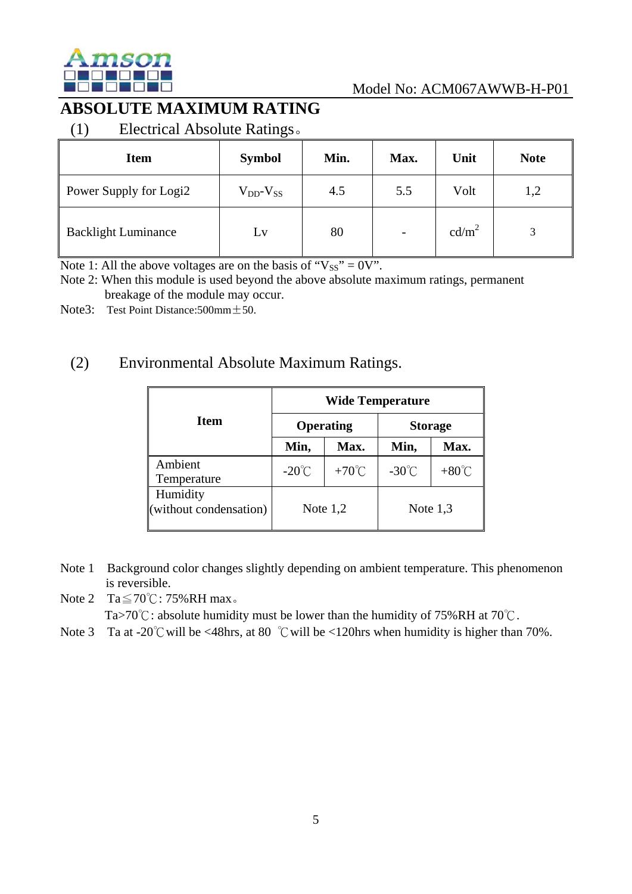# ABSOLUTE MAXIMUM RATING

(1) Electrical Absolute Ratings。

| Item | Symbol | Min. | Max. | Unit | Note |
|---|---|---|---|---|---|
| Power Supply for Logi2 | $V_{DD}$-$V_{SS}$ | 4.5 | 5.5 | Volt | 1,2 |
| Backlight Luminance | Lv | 80 | - | cd/m$^2$ | 3 |

Note 1: All the above voltages are on the basis of "$V_{SS}$" = 0V".

Note 2: When this module is used beyond the above absolute maximum ratings, permanent breakage of the module may occur.

Note3: Test Point Distance:500mm±50.

(2) Environmental Absolute Maximum Ratings.

| Item | Wide Temperature | | | |
|---|---|---|---|---|
| | Operating | | Storage | |
| | Min, | Max. | Min, | Max. |
| Ambient Temperature | -20℃ | +70℃ | -30℃ | +80℃ |
| Humidity (without condensation) | Note 1,2 | | Note 1,3 | |

Note 1 Background color changes slightly depending on ambient temperature. This phenomenon is reversible.

Note 2 Ta≦70℃: 75%RH max。

Ta>70℃: absolute humidity must be lower than the humidity of 75%RH at 70℃.

Note 3 Ta at -20℃will be <48hrs, at 80 ℃will be <120hrs when humidity is higher than 70%.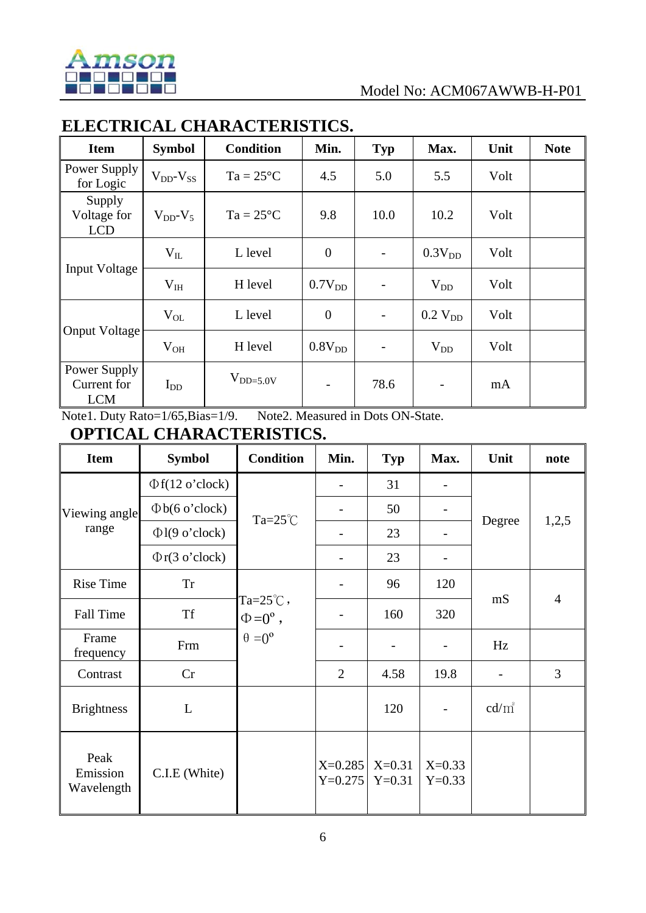## ELECTRICAL CHARACTERISTICS.

| Item | Symbol | Condition | Min. | Typ | Max. | Unit | Note |
|---|---|---|---|---|---|---|---|
| Power Supply for Logic | $V_{DD}$-$V_{SS}$ | Ta = 25°C | 4.5 | 5.0 | 5.5 | Volt | |
| Supply Voltage for LCD | $V_{DD}$-$V_5$ | Ta = 25°C | 9.8 | 10.0 | 10.2 | Volt | |
| Input Voltage | $V_{IL}$ | L level | 0 | - | $0.3V_{DD}$ | Volt | |
| | $V_{IH}$ | H level | $0.7V_{DD}$ | - | $V_{DD}$ | Volt | |
| Onput Voltage | $V_{OL}$ | L level | 0 | - | 0.2 $V_{DD}$ | Volt | |
| | $V_{OH}$ | H level | $0.8V_{DD}$ | - | $V_{DD}$ | Volt | |
| Power Supply Current for LCM | $I_{DD}$ | $V_{DD=5.0V}$ | - | 78.6 | - | mA | |

Note1. Duty Rato=1/65,Bias=1/9.    Note2. Measured in Dots ON-State.

## OPTICAL CHARACTERISTICS.

| Item | Symbol | Condition | Min. | Typ | Max. | Unit | note |
|---|---|---|---|---|---|---|---|
| Viewing angle range | Φf(12 o'clock) | Ta=25℃ | - | 31 | - | Degree | 1,2,5 |
| | Φb(6 o'clock) | | - | 50 | - | | |
| | Φl(9 o'clock) | | - | 23 | - | | |
| | Φr(3 o'clock) | | - | 23 | - | | |
| Rise Time | Tr | Ta=25℃, Φ=0°, θ=0° | - | 96 | 120 | mS | 4 |
| Fall Time | Tf | | - | 160 | 320 | | |
| Frame frequency | Frm | | - | - | - | Hz | |
| Contrast | Cr | | 2 | 4.58 | 19.8 | - | 3 |
| Brightness | L | | | 120 | - | cd/㎡ | |
| Peak Emission Wavelength | C.I.E (White) | | X=0.285 Y=0.275 | X=0.31 Y=0.31 | X=0.33 Y=0.33 | | |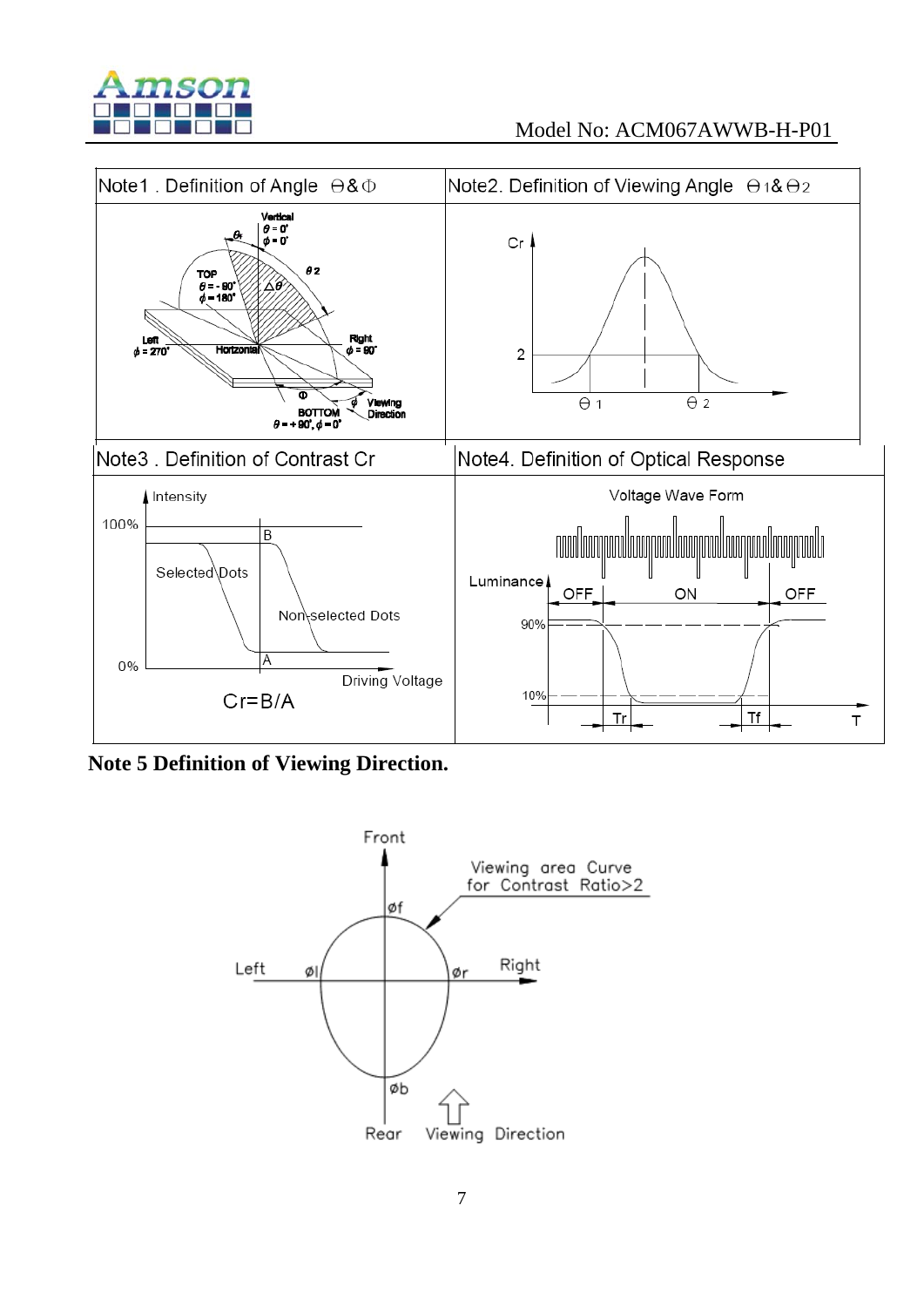| Note1 . Definition of Angle $\theta$ & $\Phi$ | Note2. Definition of Viewing Angle $\theta_1$ & $\theta_2$ |
| --- | --- |
| Vertical $\theta = 0°$ $\phi = 0°$; $\theta_f$; $\theta_2$; $\Delta\theta$; TOP $\theta = -90°$ $\phi = 180°$; Left $\phi = 270°$; Horizontal; Right $\phi = 90°$; $\Phi$; $\phi$; Viewing Direction; BOTTOM $\theta = +90°, \phi = 0°$ | Cr; 2; $\theta_1$; $\theta_2$ |
| **Note3 . Definition of Contrast Cr** | **Note4. Definition of Optical Response** |
| Intensity; 100%; B; Selected Dots; Non-selected Dots; A; 0%; Driving Voltage; Cr=B/A | Voltage Wave Form; Luminance; OFF; ON; OFF; 90%; 10%; Tr; Tf; T |

**Note 5 Definition of Viewing Direction.**

Front

Viewing area Curve for Contrast Ratio>2

øf

Left øl ør Right

øb

Rear Viewing Direction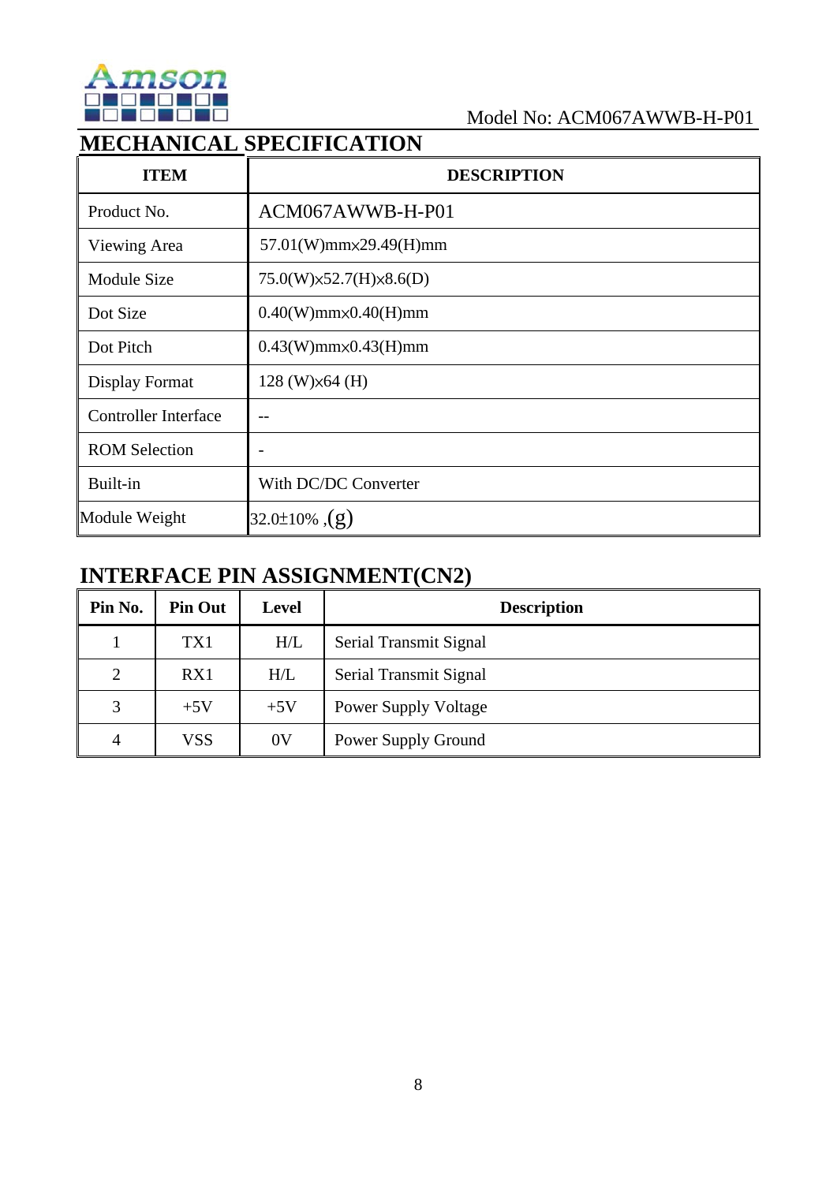## MECHANICAL SPECIFICATION

| ITEM | DESCRIPTION |
|---|---|
| Product No. | ACM067AWWB-H-P01 |
| Viewing Area | 57.01(W)mm×29.49(H)mm |
| Module Size | 75.0(W)×52.7(H)×8.6(D) |
| Dot Size | 0.40(W)mm×0.40(H)mm |
| Dot Pitch | 0.43(W)mm×0.43(H)mm |
| Display Format | 128 (W)×64 (H) |
| Controller Interface | -- |
| ROM Selection | - |
| Built-in | With DC/DC Converter |
| Module Weight | 32.0±10% ,(g) |

## INTERFACE PIN ASSIGNMENT(CN2)

| Pin No. | Pin Out | Level | Description |
|---|---|---|---|
| 1 | TX1 | H/L | Serial Transmit Signal |
| 2 | RX1 | H/L | Serial Transmit Signal |
| 3 | +5V | +5V | Power Supply Voltage |
| 4 | VSS | 0V | Power Supply Ground |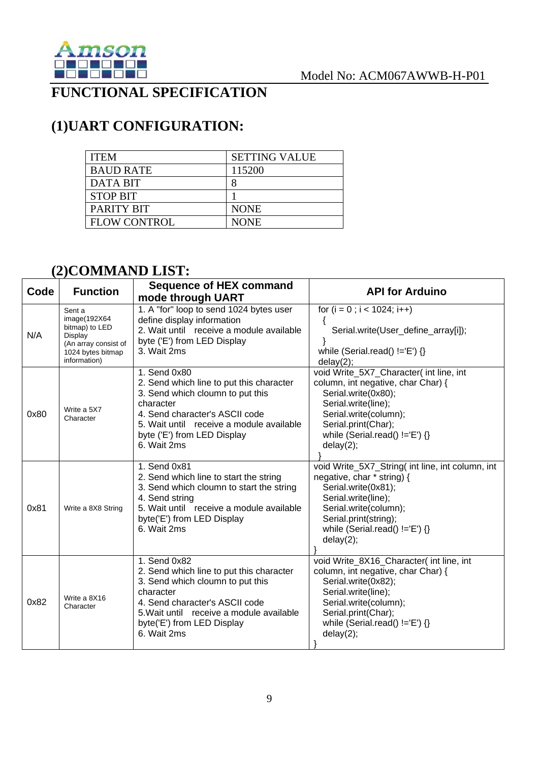# FUNCTIONAL SPECIFICATION

## (1)UART CONFIGURATION:

| ITEM | SETTING VALUE |
|---|---|
| BAUD RATE | 115200 |
| DATA BIT | 8 |
| STOP BIT | 1 |
| PARITY BIT | NONE |
| FLOW CONTROL | NONE |

## (2)COMMAND LIST:

| Code | Function | Sequence of HEX command mode through UART | API for Arduino |
|---|---|---|---|
| N/A | Sent a image(192X64 bitmap) to LED Display (An array consist of 1024 bytes bitmap information) | 1. A "for" loop to send 1024 bytes user define display information<br>2. Wait until receive a module available byte ('E') from LED Display<br>3. Wait 2ms | for (i = 0 ; i < 1024; i++)<br>{<br>Serial.write(User_define_array[i]);<br>}<br>while (Serial.read() !='E') {}<br>delay(2); |
| 0x80 | Write a 5X7 Character | 1. Send 0x80<br>2. Send which line to put this character<br>3. Send which cloumn to put this character<br>4. Send character's ASCII code<br>5. Wait until receive a module available byte ('E') from LED Display<br>6. Wait 2ms | void Write_5X7_Character( int line, int column, int negative, char Char) {<br>Serial.write(0x80);<br>Serial.write(line);<br>Serial.write(column);<br>Serial.print(Char);<br>while (Serial.read() !='E') {}<br>delay(2);<br>} |
| 0x81 | Write a 8X8 String | 1. Send 0x81<br>2. Send which line to start the string<br>3. Send which cloumn to start the string<br>4. Send string<br>5. Wait until receive a module available byte('E') from LED Display<br>6. Wait 2ms | void Write_5X7_String( int line, int column, int negative, char * string) {<br>Serial.write(0x81);<br>Serial.write(line);<br>Serial.write(column);<br>Serial.print(string);<br>while (Serial.read() !='E') {}<br>delay(2);<br>} |
| 0x82 | Write a 8X16 Character | 1. Send 0x82<br>2. Send which line to put this character<br>3. Send which cloumn to put this character<br>4. Send character's ASCII code<br>5.Wait until receive a module available byte('E') from LED Display<br>6. Wait 2ms | void Write_8X16_Character( int line, int column, int negative, char Char) {<br>Serial.write(0x82);<br>Serial.write(line);<br>Serial.write(column);<br>Serial.print(Char);<br>while (Serial.read() !='E') {}<br>delay(2);<br>} |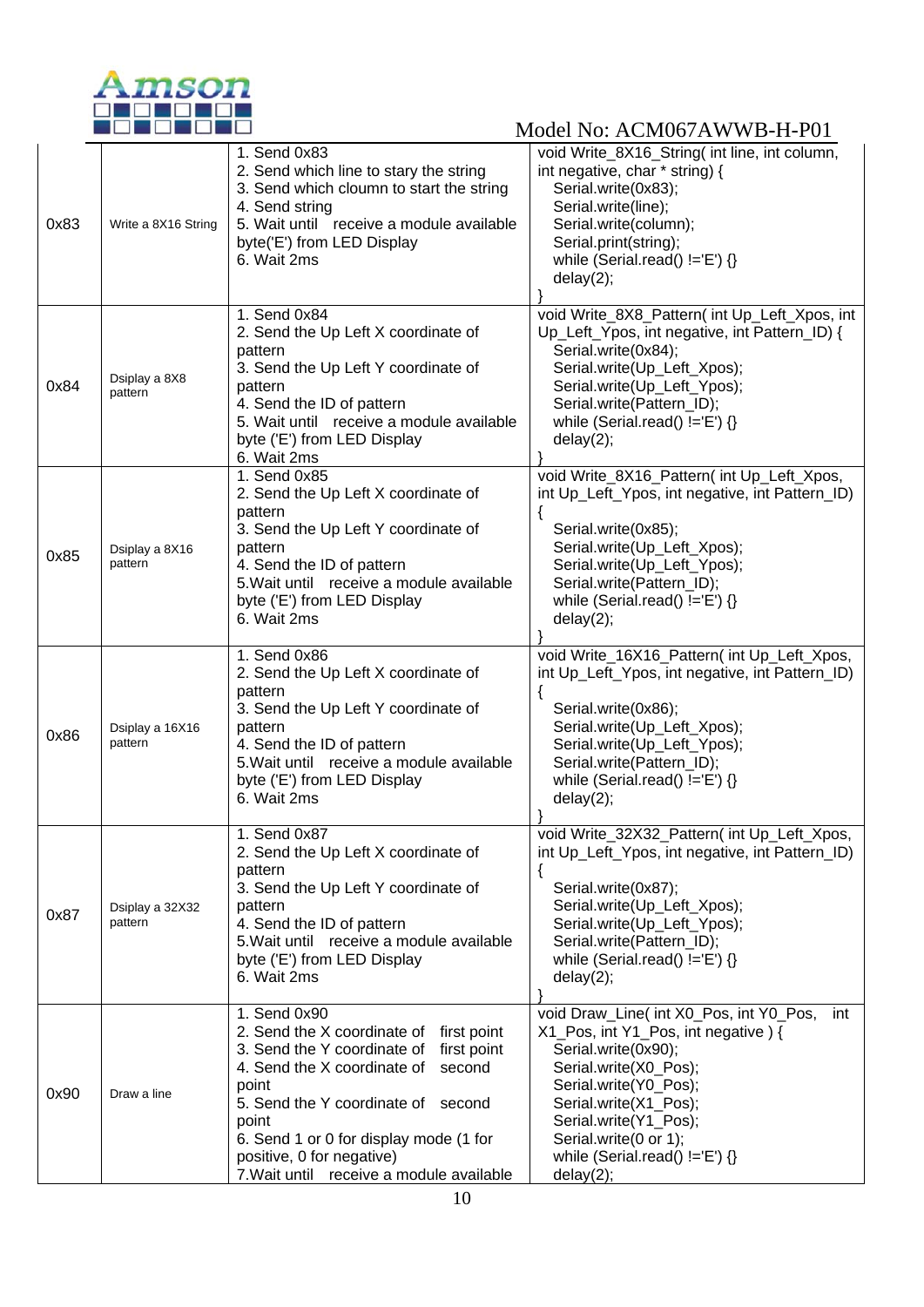| | | | |
|---|---|---|---|
| 0x83 | Write a 8X16 String | 1. Send 0x83<br>2. Send which line to stary the string<br>3. Send which cloumn to start the string<br>4. Send string<br>5. Wait until receive a module available byte('E') from LED Display<br>6. Wait 2ms | void Write_8X16_String( int line, int column, int negative, char * string) {<br>Serial.write(0x83);<br>Serial.write(line);<br>Serial.write(column);<br>Serial.print(string);<br>while (Serial.read() !='E') {}<br>delay(2);<br>} |
| 0x84 | Dsiplay a 8X8 pattern | 1. Send 0x84<br>2. Send the Up Left X coordinate of pattern<br>3. Send the Up Left Y coordinate of pattern<br>4. Send the ID of pattern<br>5. Wait until receive a module available byte ('E') from LED Display<br>6. Wait 2ms | void Write_8X8_Pattern( int Up_Left_Xpos, int Up_Left_Ypos, int negative, int Pattern_ID) {<br>Serial.write(0x84);<br>Serial.write(Up_Left_Xpos);<br>Serial.write(Up_Left_Ypos);<br>Serial.write(Pattern_ID);<br>while (Serial.read() !='E') {}<br>delay(2);<br>} |
| 0x85 | Dsiplay a 8X16 pattern | 1. Send 0x85<br>2. Send the Up Left X coordinate of pattern<br>3. Send the Up Left Y coordinate of pattern<br>4. Send the ID of pattern<br>5.Wait until receive a module available byte ('E') from LED Display<br>6. Wait 2ms | void Write_8X16_Pattern( int Up_Left_Xpos, int Up_Left_Ypos, int negative, int Pattern_ID)<br>{<br>Serial.write(0x85);<br>Serial.write(Up_Left_Xpos);<br>Serial.write(Up_Left_Ypos);<br>Serial.write(Pattern_ID);<br>while (Serial.read() !='E') {}<br>delay(2);<br>} |
| 0x86 | Dsiplay a 16X16 pattern | 1. Send 0x86<br>2. Send the Up Left X coordinate of pattern<br>3. Send the Up Left Y coordinate of pattern<br>4. Send the ID of pattern<br>5.Wait until receive a module available byte ('E') from LED Display<br>6. Wait 2ms | void Write_16X16_Pattern( int Up_Left_Xpos, int Up_Left_Ypos, int negative, int Pattern_ID)<br>{<br>Serial.write(0x86);<br>Serial.write(Up_Left_Xpos);<br>Serial.write(Up_Left_Ypos);<br>Serial.write(Pattern_ID);<br>while (Serial.read() !='E') {}<br>delay(2);<br>} |
| 0x87 | Dsiplay a 32X32 pattern | 1. Send 0x87<br>2. Send the Up Left X coordinate of pattern<br>3. Send the Up Left Y coordinate of pattern<br>4. Send the ID of pattern<br>5.Wait until receive a module available byte ('E') from LED Display<br>6. Wait 2ms | void Write_32X32_Pattern( int Up_Left_Xpos, int Up_Left_Ypos, int negative, int Pattern_ID)<br>{<br>Serial.write(0x87);<br>Serial.write(Up_Left_Xpos);<br>Serial.write(Up_Left_Ypos);<br>Serial.write(Pattern_ID);<br>while (Serial.read() !='E') {}<br>delay(2);<br>} |
| 0x90 | Draw a line | 1. Send 0x90<br>2. Send the X coordinate of first point<br>3. Send the Y coordinate of first point<br>4. Send the X coordinate of second point<br>5. Send the Y coordinate of second point<br>6. Send 1 or 0 for display mode (1 for positive, 0 for negative)<br>7.Wait until receive a module available | void Draw_Line( int X0_Pos, int Y0_Pos, int X1_Pos, int Y1_Pos, int negative ) {<br>Serial.write(0x90);<br>Serial.write(X0_Pos);<br>Serial.write(Y0_Pos);<br>Serial.write(X1_Pos);<br>Serial.write(Y1_Pos);<br>Serial.write(0 or 1);<br>while (Serial.read() !='E') {}<br>delay(2); |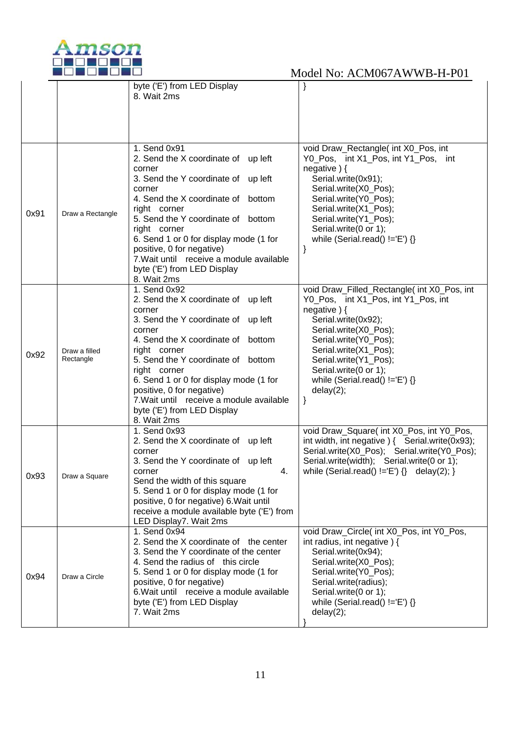Model No: ACM067AWWB-H-P01

| | | | |
|---|---|---|---|
| | | byte ('E') from LED Display<br>8. Wait 2ms | } |
| 0x91 | Draw a Rectangle | 1. Send 0x91<br>2. Send the X coordinate of up left corner<br>3. Send the Y coordinate of up left corner<br>4. Send the X coordinate of bottom right corner<br>5. Send the Y coordinate of bottom right corner<br>6. Send 1 or 0 for display mode (1 for positive, 0 for negative)<br>7.Wait until receive a module available byte ('E') from LED Display<br>8. Wait 2ms | void Draw_Rectangle( int X0_Pos, int Y0_Pos, int X1_Pos, int Y1_Pos, int negative ) {<br>Serial.write(0x91);<br>Serial.write(X0_Pos);<br>Serial.write(Y0_Pos);<br>Serial.write(X1_Pos);<br>Serial.write(Y1_Pos);<br>Serial.write(0 or 1);<br>while (Serial.read() !='E') {}<br>} |
| 0x92 | Draw a filled Rectangle | 1. Send 0x92<br>2. Send the X coordinate of up left corner<br>3. Send the Y coordinate of up left corner<br>4. Send the X coordinate of bottom right corner<br>5. Send the Y coordinate of bottom right corner<br>6. Send 1 or 0 for display mode (1 for positive, 0 for negative)<br>7.Wait until receive a module available byte ('E') from LED Display<br>8. Wait 2ms | void Draw_Filled_Rectangle( int X0_Pos, int Y0_Pos, int X1_Pos, int Y1_Pos, int negative ) {<br>Serial.write(0x92);<br>Serial.write(X0_Pos);<br>Serial.write(Y0_Pos);<br>Serial.write(X1_Pos);<br>Serial.write(Y1_Pos);<br>Serial.write(0 or 1);<br>while (Serial.read() !='E') {}<br>delay(2);<br>} |
| 0x93 | Draw a Square | 1. Send 0x93<br>2. Send the X coordinate of up left corner<br>3. Send the Y coordinate of up left corner 4. Send the width of this square<br>5. Send 1 or 0 for display mode (1 for positive, 0 for negative) 6.Wait until receive a module available byte ('E') from LED Display7. Wait 2ms | void Draw_Square( int X0_Pos, int Y0_Pos, int width, int negative ) { Serial.write(0x93); Serial.write(X0_Pos); Serial.write(Y0_Pos); Serial.write(width); Serial.write(0 or 1); while (Serial.read() !='E') {} delay(2); } |
| 0x94 | Draw a Circle | 1. Send 0x94<br>2. Send the X coordinate of the center<br>3. Send the Y coordinate of the center<br>4. Send the radius of this circle<br>5. Send 1 or 0 for display mode (1 for positive, 0 for negative)<br>6.Wait until receive a module available byte ('E') from LED Display<br>7. Wait 2ms | void Draw_Circle( int X0_Pos, int Y0_Pos, int radius, int negative ) {<br>Serial.write(0x94);<br>Serial.write(X0_Pos);<br>Serial.write(Y0_Pos);<br>Serial.write(radius);<br>Serial.write(0 or 1);<br>while (Serial.read() !='E') {}<br>delay(2);<br>} |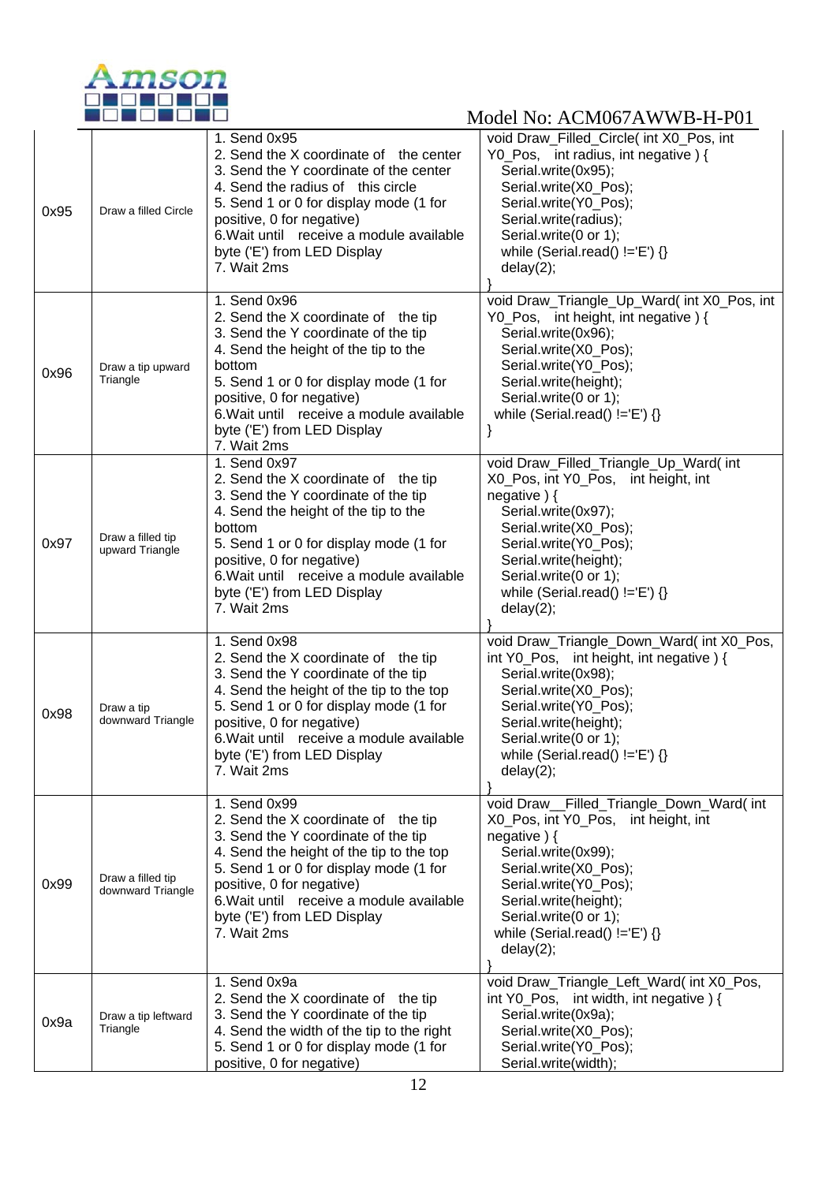| | | | |
|---|---|---|---|
| 0x95 | Draw a filled Circle | 1. Send 0x95<br>2. Send the X coordinate of the center<br>3. Send the Y coordinate of the center<br>4. Send the radius of this circle<br>5. Send 1 or 0 for display mode (1 for positive, 0 for negative)<br>6.Wait until receive a module available byte ('E') from LED Display<br>7. Wait 2ms | void Draw_Filled_Circle( int X0_Pos, int Y0_Pos, int radius, int negative ) {<br>Serial.write(0x95);<br>Serial.write(X0_Pos);<br>Serial.write(Y0_Pos);<br>Serial.write(radius);<br>Serial.write(0 or 1);<br>while (Serial.read() !='E') {}<br>delay(2);<br>} |
| 0x96 | Draw a tip upward Triangle | 1. Send 0x96<br>2. Send the X coordinate of the tip<br>3. Send the Y coordinate of the tip<br>4. Send the height of the tip to the bottom<br>5. Send 1 or 0 for display mode (1 for positive, 0 for negative)<br>6.Wait until receive a module available byte ('E') from LED Display<br>7. Wait 2ms | void Draw_Triangle_Up_Ward( int X0_Pos, int Y0_Pos, int height, int negative ) {<br>Serial.write(0x96);<br>Serial.write(X0_Pos);<br>Serial.write(Y0_Pos);<br>Serial.write(height);<br>Serial.write(0 or 1);<br>while (Serial.read() !='E') {}<br>} |
| 0x97 | Draw a filled tip upward Triangle | 1. Send 0x97<br>2. Send the X coordinate of the tip<br>3. Send the Y coordinate of the tip<br>4. Send the height of the tip to the bottom<br>5. Send 1 or 0 for display mode (1 for positive, 0 for negative)<br>6.Wait until receive a module available byte ('E') from LED Display<br>7. Wait 2ms | void Draw_Filled_Triangle_Up_Ward( int X0_Pos, int Y0_Pos, int height, int negative ) {<br>Serial.write(0x97);<br>Serial.write(X0_Pos);<br>Serial.write(Y0_Pos);<br>Serial.write(height);<br>Serial.write(0 or 1);<br>while (Serial.read() !='E') {}<br>delay(2);<br>} |
| 0x98 | Draw a tip downward Triangle | 1. Send 0x98<br>2. Send the X coordinate of the tip<br>3. Send the Y coordinate of the tip<br>4. Send the height of the tip to the top<br>5. Send 1 or 0 for display mode (1 for positive, 0 for negative)<br>6.Wait until receive a module available byte ('E') from LED Display<br>7. Wait 2ms | void Draw_Triangle_Down_Ward( int X0_Pos, int Y0_Pos, int height, int negative ) {<br>Serial.write(0x98);<br>Serial.write(X0_Pos);<br>Serial.write(Y0_Pos);<br>Serial.write(height);<br>Serial.write(0 or 1);<br>while (Serial.read() !='E') {}<br>delay(2);<br>} |
| 0x99 | Draw a filled tip downward Triangle | 1. Send 0x99<br>2. Send the X coordinate of the tip<br>3. Send the Y coordinate of the tip<br>4. Send the height of the tip to the top<br>5. Send 1 or 0 for display mode (1 for positive, 0 for negative)<br>6.Wait until receive a module available byte ('E') from LED Display<br>7. Wait 2ms | void Draw__Filled_Triangle_Down_Ward( int X0_Pos, int Y0_Pos, int height, int negative ) {<br>Serial.write(0x99);<br>Serial.write(X0_Pos);<br>Serial.write(Y0_Pos);<br>Serial.write(height);<br>Serial.write(0 or 1);<br>while (Serial.read() !='E') {}<br>delay(2);<br>} |
| 0x9a | Draw a tip leftward Triangle | 1. Send 0x9a<br>2. Send the X coordinate of the tip<br>3. Send the Y coordinate of the tip<br>4. Send the width of the tip to the right<br>5. Send 1 or 0 for display mode (1 for positive, 0 for negative) | void Draw_Triangle_Left_Ward( int X0_Pos, int Y0_Pos, int width, int negative ) {<br>Serial.write(0x9a);<br>Serial.write(X0_Pos);<br>Serial.write(Y0_Pos);<br>Serial.write(width); |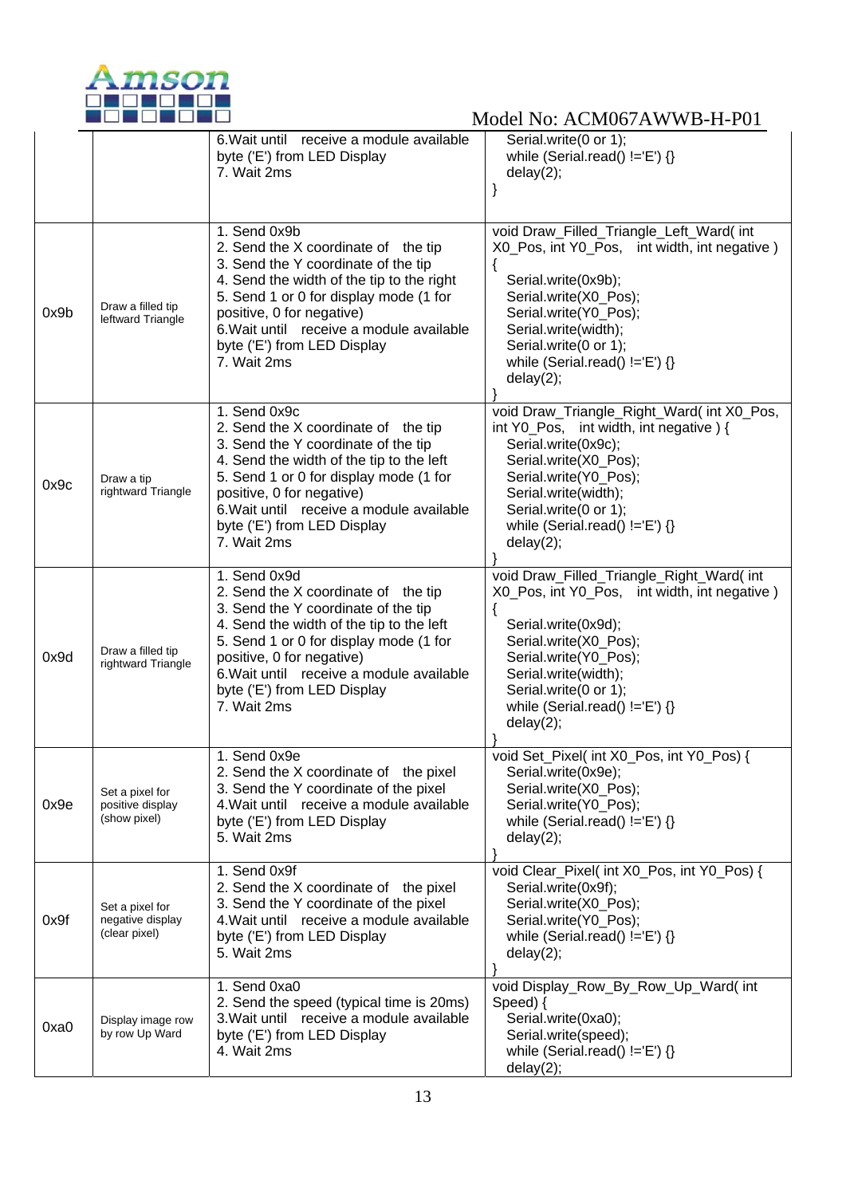| | | | |
|---|---|---|---|
| | | 6.Wait until receive a module available byte ('E') from LED Display<br>7. Wait 2ms | Serial.write(0 or 1);<br>while (Serial.read() !='E') {}<br>delay(2);<br>} |
| 0x9b | Draw a filled tip leftward Triangle | 1. Send 0x9b<br>2. Send the X coordinate of the tip<br>3. Send the Y coordinate of the tip<br>4. Send the width of the tip to the right<br>5. Send 1 or 0 for display mode (1 for positive, 0 for negative)<br>6.Wait until receive a module available byte ('E') from LED Display<br>7. Wait 2ms | void Draw_Filled_Triangle_Left_Ward( int X0_Pos, int Y0_Pos, int width, int negative )<br>{<br>Serial.write(0x9b);<br>Serial.write(X0_Pos);<br>Serial.write(Y0_Pos);<br>Serial.write(width);<br>Serial.write(0 or 1);<br>while (Serial.read() !='E') {}<br>delay(2);<br>} |
| 0x9c | Draw a tip rightward Triangle | 1. Send 0x9c<br>2. Send the X coordinate of the tip<br>3. Send the Y coordinate of the tip<br>4. Send the width of the tip to the left<br>5. Send 1 or 0 for display mode (1 for positive, 0 for negative)<br>6.Wait until receive a module available byte ('E') from LED Display<br>7. Wait 2ms | void Draw_Triangle_Right_Ward( int X0_Pos, int Y0_Pos, int width, int negative ) {<br>Serial.write(0x9c);<br>Serial.write(X0_Pos);<br>Serial.write(Y0_Pos);<br>Serial.write(width);<br>Serial.write(0 or 1);<br>while (Serial.read() !='E') {}<br>delay(2);<br>} |
| 0x9d | Draw a filled tip rightward Triangle | 1. Send 0x9d<br>2. Send the X coordinate of the tip<br>3. Send the Y coordinate of the tip<br>4. Send the width of the tip to the left<br>5. Send 1 or 0 for display mode (1 for positive, 0 for negative)<br>6.Wait until receive a module available byte ('E') from LED Display<br>7. Wait 2ms | void Draw_Filled_Triangle_Right_Ward( int X0_Pos, int Y0_Pos, int width, int negative )<br>{<br>Serial.write(0x9d);<br>Serial.write(X0_Pos);<br>Serial.write(Y0_Pos);<br>Serial.write(width);<br>Serial.write(0 or 1);<br>while (Serial.read() !='E') {}<br>delay(2);<br>} |
| 0x9e | Set a pixel for positive display (show pixel) | 1. Send 0x9e<br>2. Send the X coordinate of the pixel<br>3. Send the Y coordinate of the pixel<br>4.Wait until receive a module available byte ('E') from LED Display<br>5. Wait 2ms | void Set_Pixel( int X0_Pos, int Y0_Pos) {<br>Serial.write(0x9e);<br>Serial.write(X0_Pos);<br>Serial.write(Y0_Pos);<br>while (Serial.read() !='E') {}<br>delay(2);<br>} |
| 0x9f | Set a pixel for negative display (clear pixel) | 1. Send 0x9f<br>2. Send the X coordinate of the pixel<br>3. Send the Y coordinate of the pixel<br>4.Wait until receive a module available byte ('E') from LED Display<br>5. Wait 2ms | void Clear_Pixel( int X0_Pos, int Y0_Pos) {<br>Serial.write(0x9f);<br>Serial.write(X0_Pos);<br>Serial.write(Y0_Pos);<br>while (Serial.read() !='E') {}<br>delay(2);<br>} |
| 0xa0 | Display image row by row Up Ward | 1. Send 0xa0<br>2. Send the speed (typical time is 20ms)<br>3.Wait until receive a module available byte ('E') from LED Display<br>4. Wait 2ms | void Display_Row_By_Row_Up_Ward( int Speed) {<br>Serial.write(0xa0);<br>Serial.write(speed);<br>while (Serial.read() !='E') {}<br>delay(2); |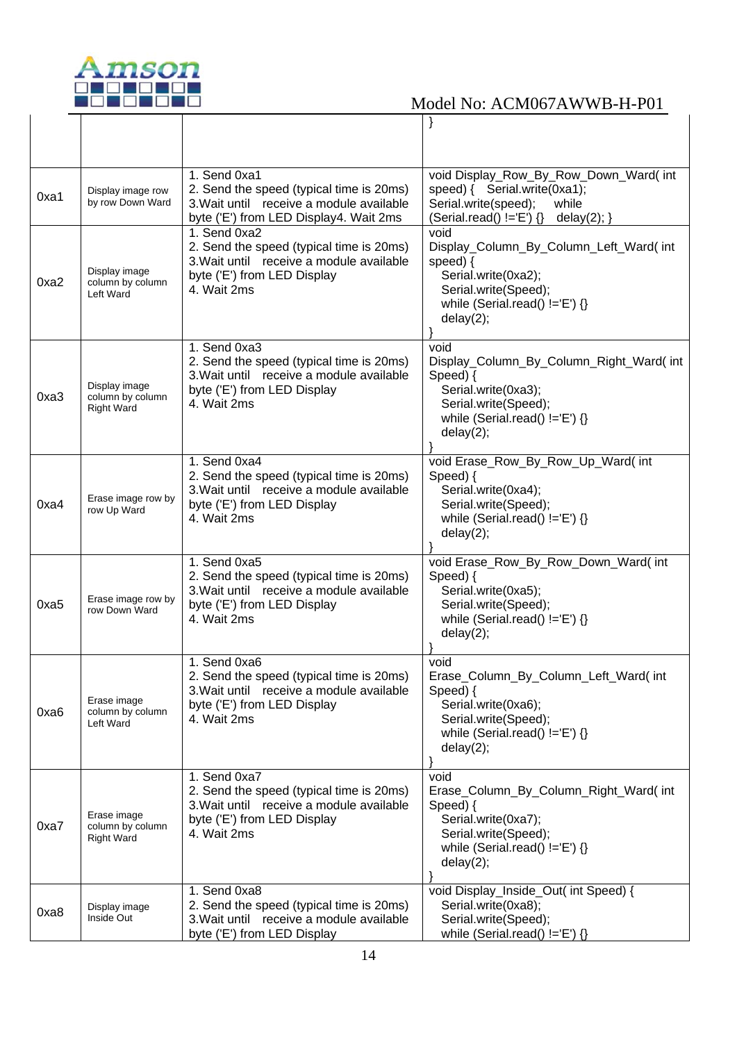| | | | } |
|---|---|---|---|
| 0xa1 | Display image row by row Down Ward | 1. Send 0xa1<br>2. Send the speed (typical time is 20ms)<br>3.Wait until receive a module available byte ('E') from LED Display4. Wait 2ms | void Display_Row_By_Row_Down_Ward( int speed) { Serial.write(0xa1); Serial.write(speed); while (Serial.read() !='E') {} delay(2); } |
| 0xa2 | Display image column by column Left Ward | 1. Send 0xa2<br>2. Send the speed (typical time is 20ms)<br>3.Wait until receive a module available byte ('E') from LED Display<br>4. Wait 2ms | void Display_Column_By_Column_Left_Ward( int speed) {<br>Serial.write(0xa2);<br>Serial.write(Speed);<br>while (Serial.read() !='E') {}<br>delay(2);<br>} |
| 0xa3 | Display image column by column Right Ward | 1. Send 0xa3<br>2. Send the speed (typical time is 20ms)<br>3.Wait until receive a module available byte ('E') from LED Display<br>4. Wait 2ms | void Display_Column_By_Column_Right_Ward( int Speed) {<br>Serial.write(0xa3);<br>Serial.write(Speed);<br>while (Serial.read() !='E') {}<br>delay(2);<br>} |
| 0xa4 | Erase image row by row Up Ward | 1. Send 0xa4<br>2. Send the speed (typical time is 20ms)<br>3.Wait until receive a module available byte ('E') from LED Display<br>4. Wait 2ms | void Erase_Row_By_Row_Up_Ward( int Speed) {<br>Serial.write(0xa4);<br>Serial.write(Speed);<br>while (Serial.read() !='E') {}<br>delay(2);<br>} |
| 0xa5 | Erase image row by row Down Ward | 1. Send 0xa5<br>2. Send the speed (typical time is 20ms)<br>3.Wait until receive a module available byte ('E') from LED Display<br>4. Wait 2ms | void Erase_Row_By_Row_Down_Ward( int Speed) {<br>Serial.write(0xa5);<br>Serial.write(Speed);<br>while (Serial.read() !='E') {}<br>delay(2);<br>} |
| 0xa6 | Erase image column by column Left Ward | 1. Send 0xa6<br>2. Send the speed (typical time is 20ms)<br>3.Wait until receive a module available byte ('E') from LED Display<br>4. Wait 2ms | void Erase_Column_By_Column_Left_Ward( int Speed) {<br>Serial.write(0xa6);<br>Serial.write(Speed);<br>while (Serial.read() !='E') {}<br>delay(2);<br>} |
| 0xa7 | Erase image column by column Right Ward | 1. Send 0xa7<br>2. Send the speed (typical time is 20ms)<br>3.Wait until receive a module available byte ('E') from LED Display<br>4. Wait 2ms | void Erase_Column_By_Column_Right_Ward( int Speed) {<br>Serial.write(0xa7);<br>Serial.write(Speed);<br>while (Serial.read() !='E') {}<br>delay(2);<br>} |
| 0xa8 | Display image Inside Out | 1. Send 0xa8<br>2. Send the speed (typical time is 20ms)<br>3.Wait until receive a module available byte ('E') from LED Display | void Display_Inside_Out( int Speed) {<br>Serial.write(0xa8);<br>Serial.write(Speed);<br>while (Serial.read() !='E') {} |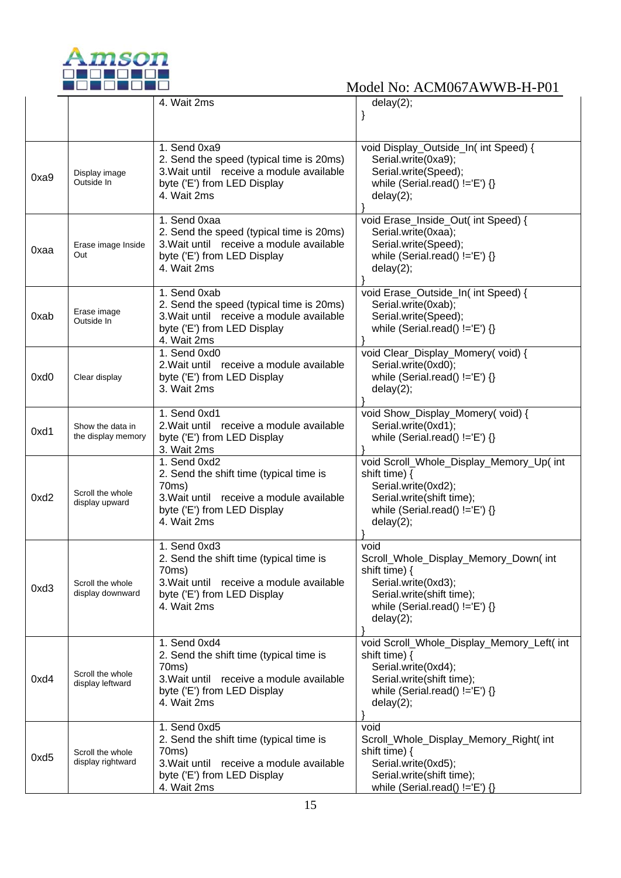| | | | |
|---|---|---|---|
| | | 4. Wait 2ms | delay(2);<br>} |
| 0xa9 | Display image Outside In | 1. Send 0xa9<br>2. Send the speed (typical time is 20ms)<br>3.Wait until receive a module available byte ('E') from LED Display<br>4. Wait 2ms | void Display_Outside_In( int Speed) {<br>Serial.write(0xa9);<br>Serial.write(Speed);<br>while (Serial.read() !='E') {}<br>delay(2);<br>} |
| 0xaa | Erase image Inside Out | 1. Send 0xaa<br>2. Send the speed (typical time is 20ms)<br>3.Wait until receive a module available byte ('E') from LED Display<br>4. Wait 2ms | void Erase_Inside_Out( int Speed) {<br>Serial.write(0xaa);<br>Serial.write(Speed);<br>while (Serial.read() !='E') {}<br>delay(2);<br>} |
| 0xab | Erase image Outside In | 1. Send 0xab<br>2. Send the speed (typical time is 20ms)<br>3.Wait until receive a module available byte ('E') from LED Display<br>4. Wait 2ms | void Erase_Outside_In( int Speed) {<br>Serial.write(0xab);<br>Serial.write(Speed);<br>while (Serial.read() !='E') {}<br>} |
| 0xd0 | Clear display | 1. Send 0xd0<br>2.Wait until receive a module available byte ('E') from LED Display<br>3. Wait 2ms | void Clear_Display_Momery( void) {<br>Serial.write(0xd0);<br>while (Serial.read() !='E') {}<br>delay(2);<br>} |
| 0xd1 | Show the data in the display memory | 1. Send 0xd1<br>2.Wait until receive a module available byte ('E') from LED Display<br>3. Wait 2ms | void Show_Display_Momery( void) {<br>Serial.write(0xd1);<br>while (Serial.read() !='E') {}<br>} |
| 0xd2 | Scroll the whole display upward | 1. Send 0xd2<br>2. Send the shift time (typical time is 70ms)<br>3.Wait until receive a module available byte ('E') from LED Display<br>4. Wait 2ms | void Scroll_Whole_Display_Memory_Up( int shift time) {<br>Serial.write(0xd2);<br>Serial.write(shift time);<br>while (Serial.read() !='E') {}<br>delay(2);<br>} |
| 0xd3 | Scroll the whole display downward | 1. Send 0xd3<br>2. Send the shift time (typical time is 70ms)<br>3.Wait until receive a module available byte ('E') from LED Display<br>4. Wait 2ms | void Scroll_Whole_Display_Memory_Down( int shift time) {<br>Serial.write(0xd3);<br>Serial.write(shift time);<br>while (Serial.read() !='E') {}<br>delay(2);<br>} |
| 0xd4 | Scroll the whole display leftward | 1. Send 0xd4<br>2. Send the shift time (typical time is 70ms)<br>3.Wait until receive a module available byte ('E') from LED Display<br>4. Wait 2ms | void Scroll_Whole_Display_Memory_Left( int shift time) {<br>Serial.write(0xd4);<br>Serial.write(shift time);<br>while (Serial.read() !='E') {}<br>delay(2);<br>} |
| 0xd5 | Scroll the whole display rightward | 1. Send 0xd5<br>2. Send the shift time (typical time is 70ms)<br>3.Wait until receive a module available byte ('E') from LED Display<br>4. Wait 2ms | void Scroll_Whole_Display_Memory_Right( int shift time) {<br>Serial.write(0xd5);<br>Serial.write(shift time);<br>while (Serial.read() !='E') {} |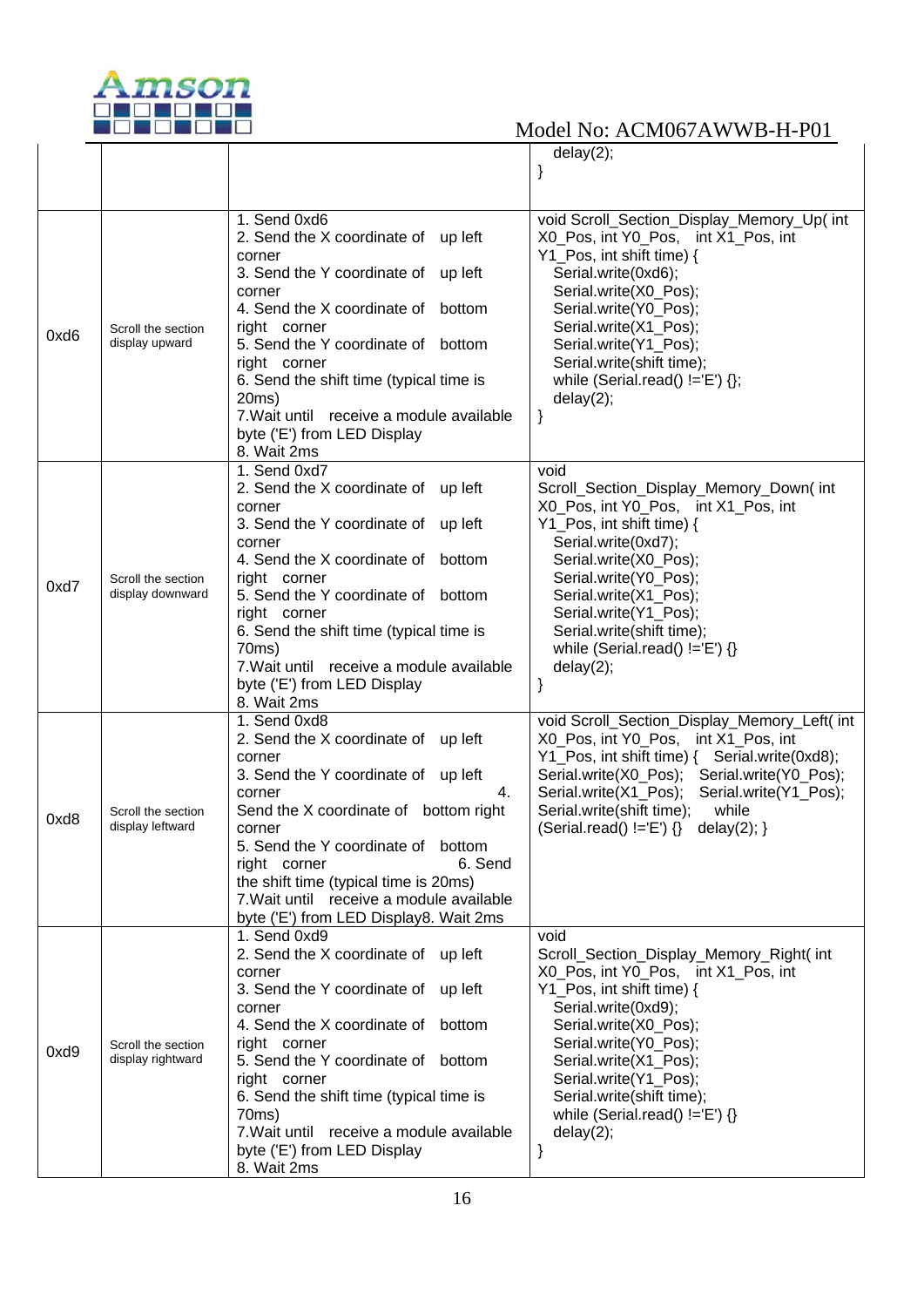| | | | delay(2);<br>} |
|---|---|---|---|
| 0xd6 | Scroll the section display upward | 1. Send 0xd6<br>2. Send the X coordinate of up left corner<br>3. Send the Y coordinate of up left corner<br>4. Send the X coordinate of bottom right corner<br>5. Send the Y coordinate of bottom right corner<br>6. Send the shift time (typical time is 20ms)<br>7.Wait until receive a module available byte ('E') from LED Display<br>8. Wait 2ms | void Scroll_Section_Display_Memory_Up( int X0_Pos, int Y0_Pos, int X1_Pos, int Y1_Pos, int shift time) {<br>Serial.write(0xd6);<br>Serial.write(X0_Pos);<br>Serial.write(Y0_Pos);<br>Serial.write(X1_Pos);<br>Serial.write(Y1_Pos);<br>Serial.write(shift time);<br>while (Serial.read() !='E') {};<br>delay(2);<br>} |
| 0xd7 | Scroll the section display downward | 1. Send 0xd7<br>2. Send the X coordinate of up left corner<br>3. Send the Y coordinate of up left corner<br>4. Send the X coordinate of bottom right corner<br>5. Send the Y coordinate of bottom right corner<br>6. Send the shift time (typical time is 70ms)<br>7.Wait until receive a module available byte ('E') from LED Display<br>8. Wait 2ms | void Scroll_Section_Display_Memory_Down( int X0_Pos, int Y0_Pos, int X1_Pos, int Y1_Pos, int shift time) {<br>Serial.write(0xd7);<br>Serial.write(X0_Pos);<br>Serial.write(Y0_Pos);<br>Serial.write(X1_Pos);<br>Serial.write(Y1_Pos);<br>Serial.write(shift time);<br>while (Serial.read() !='E') {}<br>delay(2);<br>} |
| 0xd8 | Scroll the section display leftward | 1. Send 0xd8<br>2. Send the X coordinate of up left corner<br>3. Send the Y coordinate of up left corner 4. Send the X coordinate of bottom right corner<br>5. Send the Y coordinate of bottom right corner 6. Send the shift time (typical time is 20ms)<br>7.Wait until receive a module available byte ('E') from LED Display8. Wait 2ms | void Scroll_Section_Display_Memory_Left( int X0_Pos, int Y0_Pos, int X1_Pos, int Y1_Pos, int shift time) { Serial.write(0xd8); Serial.write(X0_Pos); Serial.write(Y0_Pos); Serial.write(X1_Pos); Serial.write(Y1_Pos); Serial.write(shift time); while (Serial.read() !='E') {} delay(2); } |
| 0xd9 | Scroll the section display rightward | 1. Send 0xd9<br>2. Send the X coordinate of up left corner<br>3. Send the Y coordinate of up left corner<br>4. Send the X coordinate of bottom right corner<br>5. Send the Y coordinate of bottom right corner<br>6. Send the shift time (typical time is 70ms)<br>7.Wait until receive a module available byte ('E') from LED Display<br>8. Wait 2ms | void Scroll_Section_Display_Memory_Right( int X0_Pos, int Y0_Pos, int X1_Pos, int Y1_Pos, int shift time) {<br>Serial.write(0xd9);<br>Serial.write(X0_Pos);<br>Serial.write(Y0_Pos);<br>Serial.write(X1_Pos);<br>Serial.write(Y1_Pos);<br>Serial.write(shift time);<br>while (Serial.read() !='E') {}<br>delay(2);<br>} |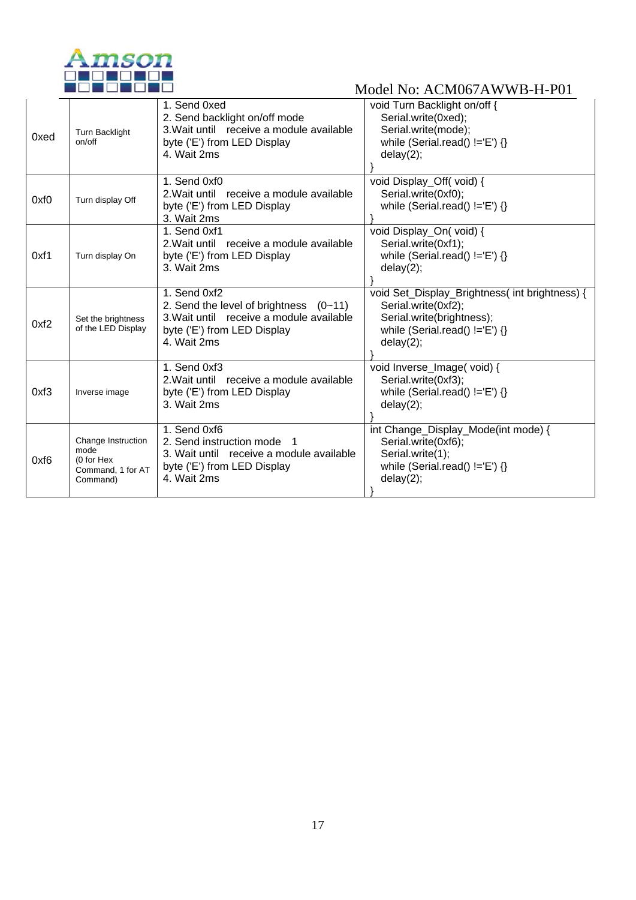| 0xed | Turn Backlight on/off | 1. Send 0xed<br>2. Send backlight on/off mode<br>3.Wait until receive a module available byte ('E') from LED Display<br>4. Wait 2ms | void Turn Backlight on/off {<br>Serial.write(0xed);<br>Serial.write(mode);<br>while (Serial.read() !='E') {}<br>delay(2);<br>} |
|---|---|---|---|
| 0xf0 | Turn display Off | 1. Send 0xf0<br>2.Wait until receive a module available byte ('E') from LED Display<br>3. Wait 2ms | void Display_Off( void) {<br>Serial.write(0xf0);<br>while (Serial.read() !='E') {}<br>} |
| 0xf1 | Turn display On | 1. Send 0xf1<br>2.Wait until receive a module available byte ('E') from LED Display<br>3. Wait 2ms | void Display_On( void) {<br>Serial.write(0xf1);<br>while (Serial.read() !='E') {}<br>delay(2);<br>} |
| 0xf2 | Set the brightness of the LED Display | 1. Send 0xf2<br>2. Send the level of brightness (0~11)<br>3.Wait until receive a module available byte ('E') from LED Display<br>4. Wait 2ms | void Set_Display_Brightness( int brightness) {<br>Serial.write(0xf2);<br>Serial.write(brightness);<br>while (Serial.read() !='E') {}<br>delay(2);<br>} |
| 0xf3 | Inverse image | 1. Send 0xf3<br>2.Wait until receive a module available byte ('E') from LED Display<br>3. Wait 2ms | void Inverse_Image( void) {<br>Serial.write(0xf3);<br>while (Serial.read() !='E') {}<br>delay(2);<br>} |
| 0xf6 | Change Instruction mode (0 for Hex Command, 1 for AT Command) | 1. Send 0xf6<br>2. Send instruction mode 1<br>3. Wait until receive a module available byte ('E') from LED Display<br>4. Wait 2ms | int Change_Display_Mode(int mode) {<br>Serial.write(0xf6);<br>Serial.write(1);<br>while (Serial.read() !='E') {}<br>delay(2);<br>} |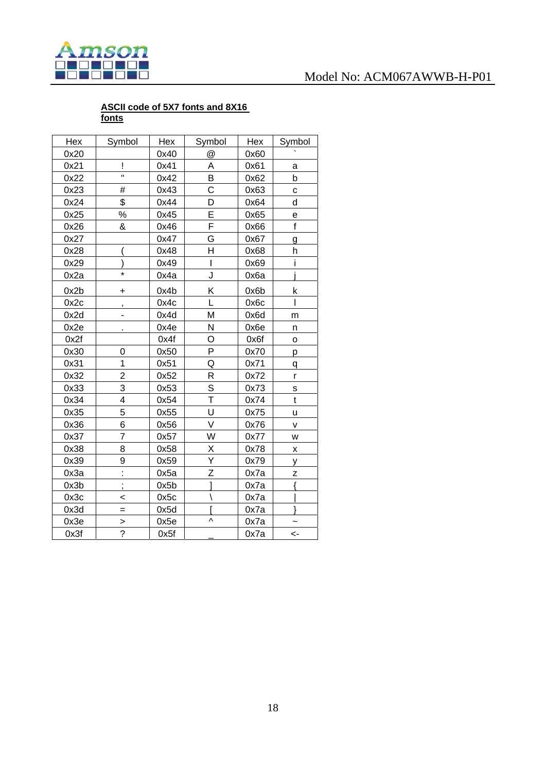**ASCII code of 5X7 fonts and 8X16 fonts**

| Hex | Symbol | Hex | Symbol | Hex | Symbol |
|---|---|---|---|---|---|
| 0x20 | | 0x40 | @ | 0x60 | ` |
| 0x21 | ! | 0x41 | A | 0x61 | a |
| 0x22 | " | 0x42 | B | 0x62 | b |
| 0x23 | # | 0x43 | C | 0x63 | c |
| 0x24 | $ | 0x44 | D | 0x64 | d |
| 0x25 | % | 0x45 | E | 0x65 | e |
| 0x26 | & | 0x46 | F | 0x66 | f |
| 0x27 | | 0x47 | G | 0x67 | g |
| 0x28 | ( | 0x48 | H | 0x68 | h |
| 0x29 | ) | 0x49 | I | 0x69 | i |
| 0x2a | * | 0x4a | J | 0x6a | j |
| 0x2b | + | 0x4b | K | 0x6b | k |
| 0x2c | , | 0x4c | L | 0x6c | l |
| 0x2d | - | 0x4d | M | 0x6d | m |
| 0x2e | . | 0x4e | N | 0x6e | n |
| 0x2f | | 0x4f | O | 0x6f | o |
| 0x30 | 0 | 0x50 | P | 0x70 | p |
| 0x31 | 1 | 0x51 | Q | 0x71 | q |
| 0x32 | 2 | 0x52 | R | 0x72 | r |
| 0x33 | 3 | 0x53 | S | 0x73 | s |
| 0x34 | 4 | 0x54 | T | 0x74 | t |
| 0x35 | 5 | 0x55 | U | 0x75 | u |
| 0x36 | 6 | 0x56 | V | 0x76 | v |
| 0x37 | 7 | 0x57 | W | 0x77 | w |
| 0x38 | 8 | 0x58 | X | 0x78 | x |
| 0x39 | 9 | 0x59 | Y | 0x79 | y |
| 0x3a | : | 0x5a | Z | 0x7a | z |
| 0x3b | ; | 0x5b | ] | 0x7a | { |
| 0x3c | < | 0x5c | \ | 0x7a | \| |
| 0x3d | = | 0x5d | [ | 0x7a | } |
| 0x3e | > | 0x5e | ^ | 0x7a | ~ |
| 0x3f | ? | 0x5f | _ | 0x7a | <- |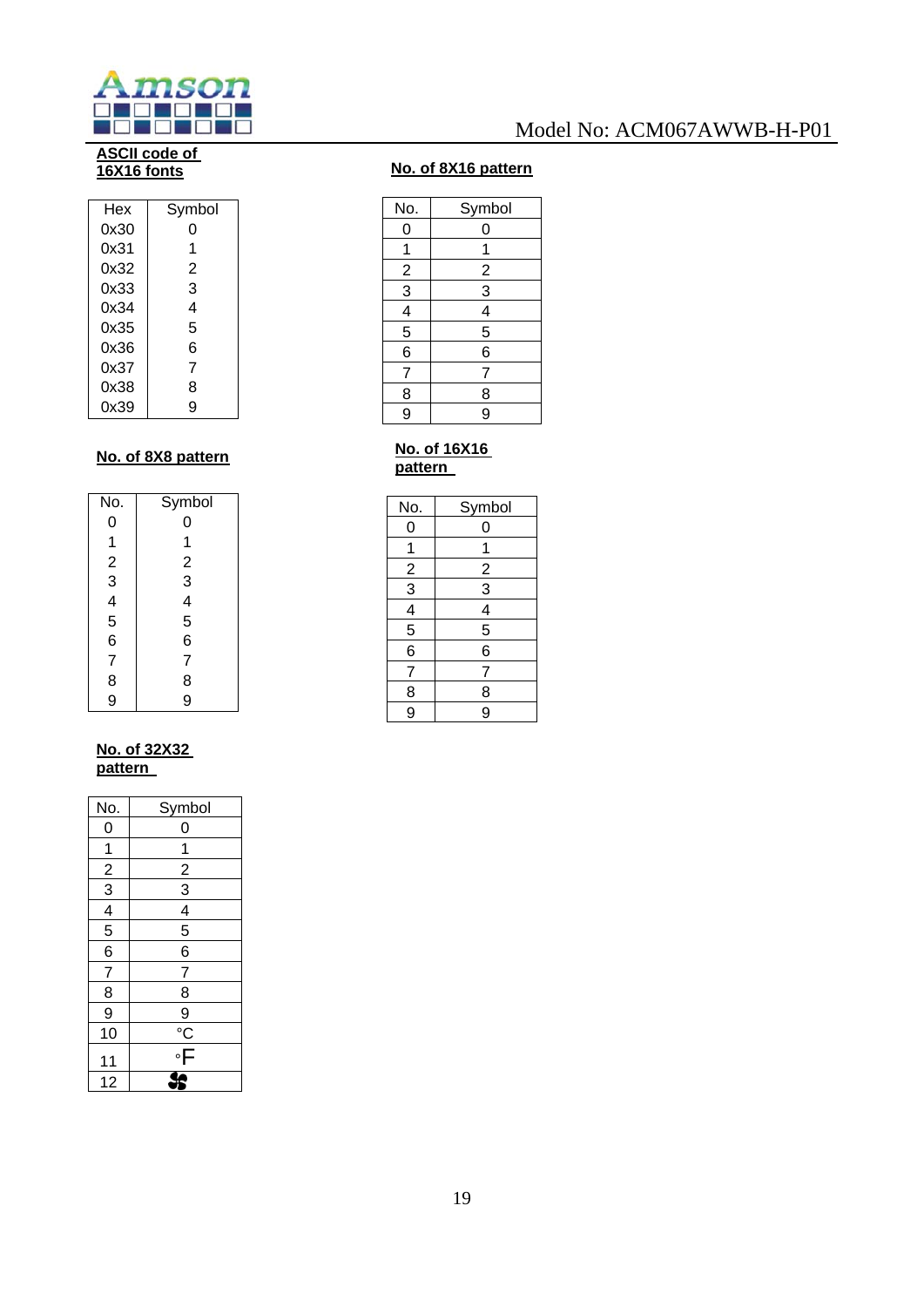**ASCII code of 16X16 fonts**

| Hex | Symbol |
|---|---|
| 0x30 | 0 |
| 0x31 | 1 |
| 0x32 | 2 |
| 0x33 | 3 |
| 0x34 | 4 |
| 0x35 | 5 |
| 0x36 | 6 |
| 0x37 | 7 |
| 0x38 | 8 |
| 0x39 | 9 |

**No. of 8X16 pattern**

| No. | Symbol |
|---|---|
| 0 | 0 |
| 1 | 1 |
| 2 | 2 |
| 3 | 3 |
| 4 | 4 |
| 5 | 5 |
| 6 | 6 |
| 7 | 7 |
| 8 | 8 |
| 9 | 9 |

**No. of 8X8 pattern**

| No. | Symbol |
|---|---|
| 0 | 0 |
| 1 | 1 |
| 2 | 2 |
| 3 | 3 |
| 4 | 4 |
| 5 | 5 |
| 6 | 6 |
| 7 | 7 |
| 8 | 8 |
| 9 | 9 |

**No. of 16X16 pattern**

| No. | Symbol |
|---|---|
| 0 | 0 |
| 1 | 1 |
| 2 | 2 |
| 3 | 3 |
| 4 | 4 |
| 5 | 5 |
| 6 | 6 |
| 7 | 7 |
| 8 | 8 |
| 9 | 9 |

**No. of 32X32 pattern**

| No. | Symbol |
|---|---|
| 0 | 0 |
| 1 | 1 |
| 2 | 2 |
| 3 | 3 |
| 4 | 4 |
| 5 | 5 |
| 6 | 6 |
| 7 | 7 |
| 8 | 8 |
| 9 | 9 |
| 10 | °C |
| 11 | °F |
| 12 | (fan symbol) |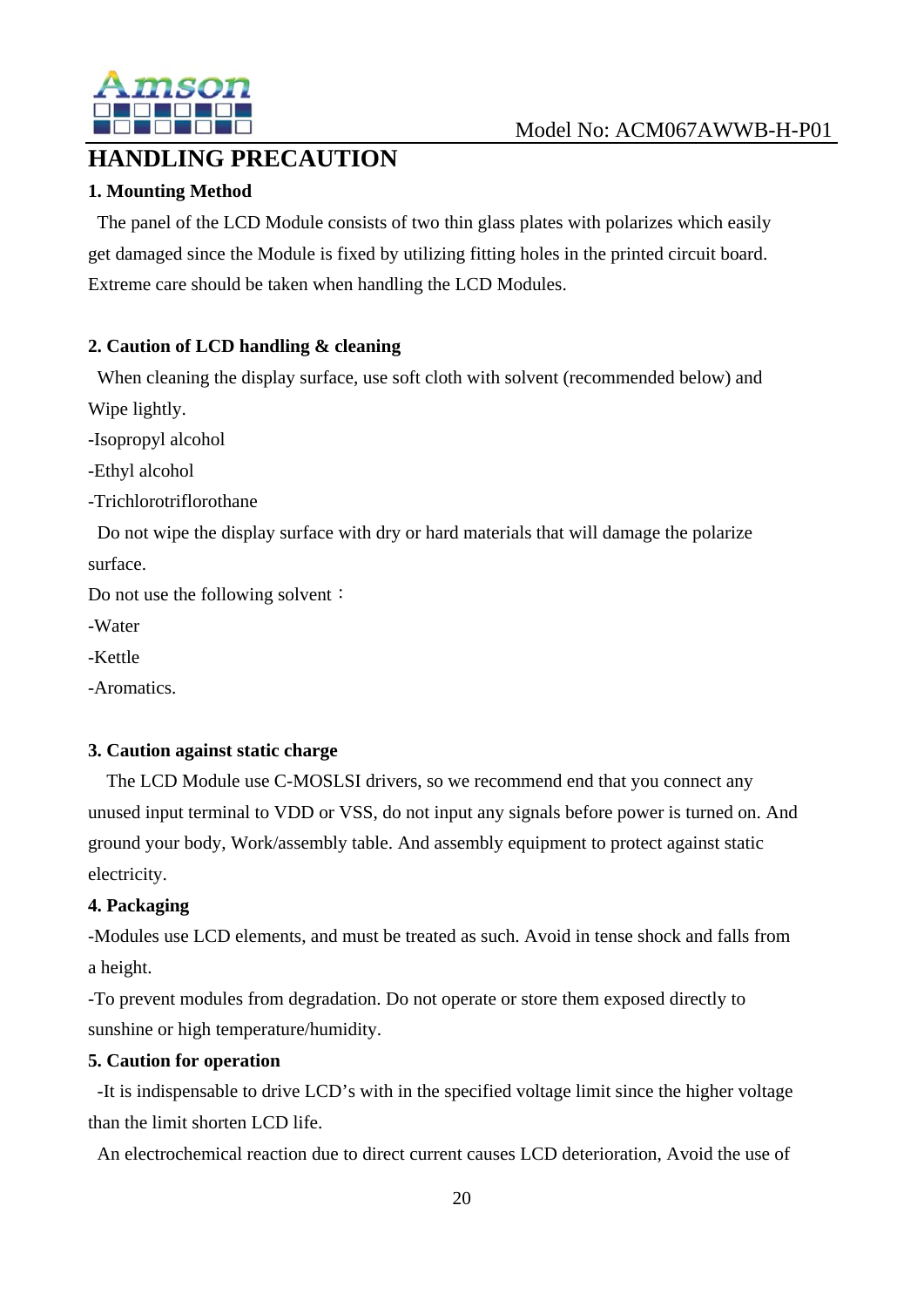# HANDLING PRECAUTION

## 1. Mounting Method

The panel of the LCD Module consists of two thin glass plates with polarizes which easily get damaged since the Module is fixed by utilizing fitting holes in the printed circuit board. Extreme care should be taken when handling the LCD Modules.

## 2. Caution of LCD handling & cleaning

When cleaning the display surface, use soft cloth with solvent (recommended below) and Wipe lightly.

-Isopropyl alcohol

-Ethyl alcohol

-Trichlorotriflorothane

Do not wipe the display surface with dry or hard materials that will damage the polarize surface.

Do not use the following solvent：

-Water

-Kettle

-Aromatics.

## 3. Caution against static charge

The LCD Module use C-MOSLSI drivers, so we recommend end that you connect any unused input terminal to VDD or VSS, do not input any signals before power is turned on. And ground your body, Work/assembly table. And assembly equipment to protect against static electricity.

## 4. Packaging

-Modules use LCD elements, and must be treated as such. Avoid in tense shock and falls from a height.

-To prevent modules from degradation. Do not operate or store them exposed directly to sunshine or high temperature/humidity.

## 5. Caution for operation

-It is indispensable to drive LCD's with in the specified voltage limit since the higher voltage than the limit shorten LCD life.

An electrochemical reaction due to direct current causes LCD deterioration, Avoid the use of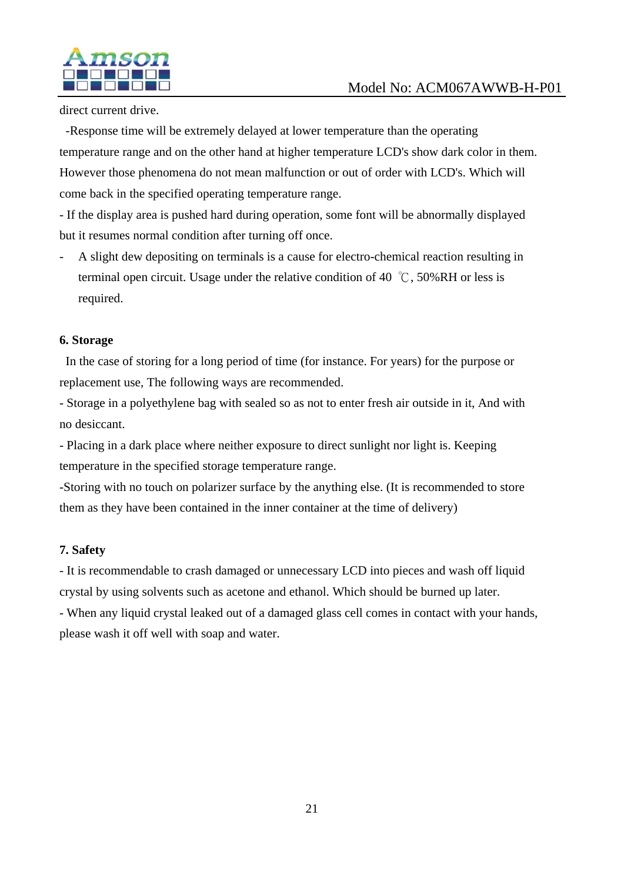direct current drive.

-Response time will be extremely delayed at lower temperature than the operating temperature range and on the other hand at higher temperature LCD's show dark color in them. However those phenomena do not mean malfunction or out of order with LCD's. Which will come back in the specified operating temperature range.

- If the display area is pushed hard during operation, some font will be abnormally displayed but it resumes normal condition after turning off once.

- A slight dew depositing on terminals is a cause for electro-chemical reaction resulting in terminal open circuit. Usage under the relative condition of 40 ℃, 50%RH or less is required.

**6. Storage**

In the case of storing for a long period of time (for instance. For years) for the purpose or replacement use, The following ways are recommended.

- Storage in a polyethylene bag with sealed so as not to enter fresh air outside in it, And with no desiccant.

- Placing in a dark place where neither exposure to direct sunlight nor light is. Keeping temperature in the specified storage temperature range.

-Storing with no touch on polarizer surface by the anything else. (It is recommended to store them as they have been contained in the inner container at the time of delivery)

**7. Safety**

- It is recommendable to crash damaged or unnecessary LCD into pieces and wash off liquid crystal by using solvents such as acetone and ethanol. Which should be burned up later.

- When any liquid crystal leaked out of a damaged glass cell comes in contact with your hands, please wash it off well with soap and water.